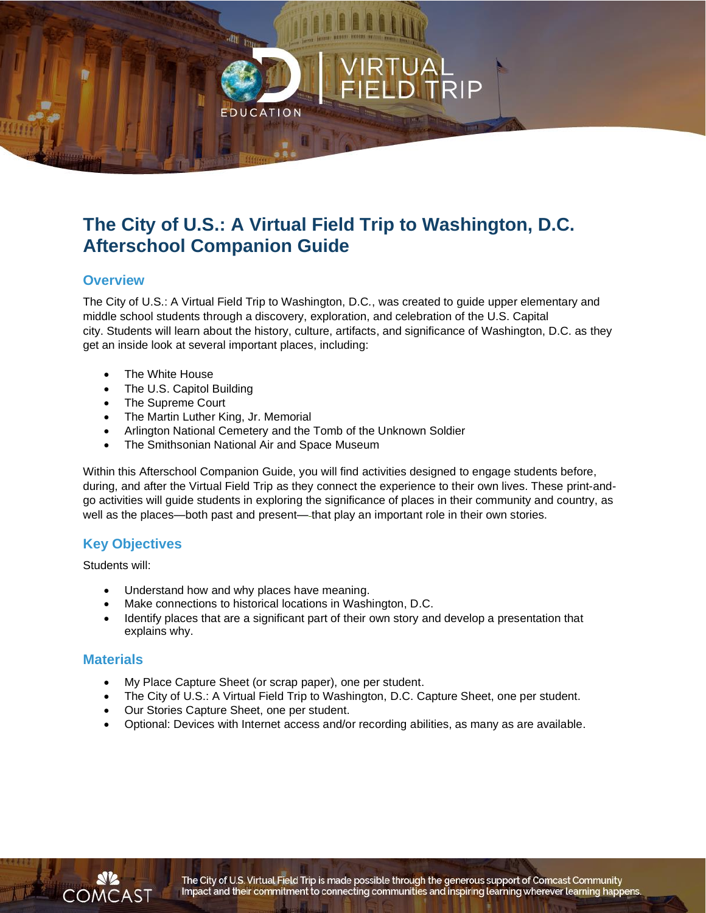# The City of U.S.: A Virtual Field Trip to Washington, D.C. Afterschool Companion Guide

## Overview

The City of U.S.: A Virtual Field Trip to Washington, D.C., was created to guide upper elementary and middle school students through a discovery, exploration, and celebration of the U.S. Capital city. Students will learn about the history, culture, artifacts, and significance of Washington, D.C. as they get an inside look at several important places, including:

- The White House
- The U.S. Capitol Building
- The Supreme Court
- The Martin Luther King, Jr. Memorial
- Arlington National Cemetery and the Tomb of the Unknown Soldier
- The Smithsonian National Air and Space Museum

Within this Afterschool Companion Guide, you will find activities designed to engage students before, during, and after the Virtual Field Trip as they connect the experience to their own lives. These print-and-go activities will guide students in exploring the significance of places in their community and country, as well as the places—both past and present—that play an important role in their own stories.

## Key Objectives

Students will:

- Understand how and why places have meaning.
- Make connections to historical locations in Washington, D.C.
- Identify places that are a significant part of their own story and develop a presentation that explains why.

## Materials

- My Place Capture Sheet (or scrap paper), one per student.
- The City of U.S.: A Virtual Field Trip to Washington, D.C. Capture Sheet, one per student.
- Our Stories Capture Sheet, one per student.
- Optional: Devices with Internet access and/or recording abilities, as many as are available.

The City of U.S. Virtual Field Trip is made possible through the generous support of Comcast Community Impact and their commitment to connecting communities and inspiring learning wherever learning happens.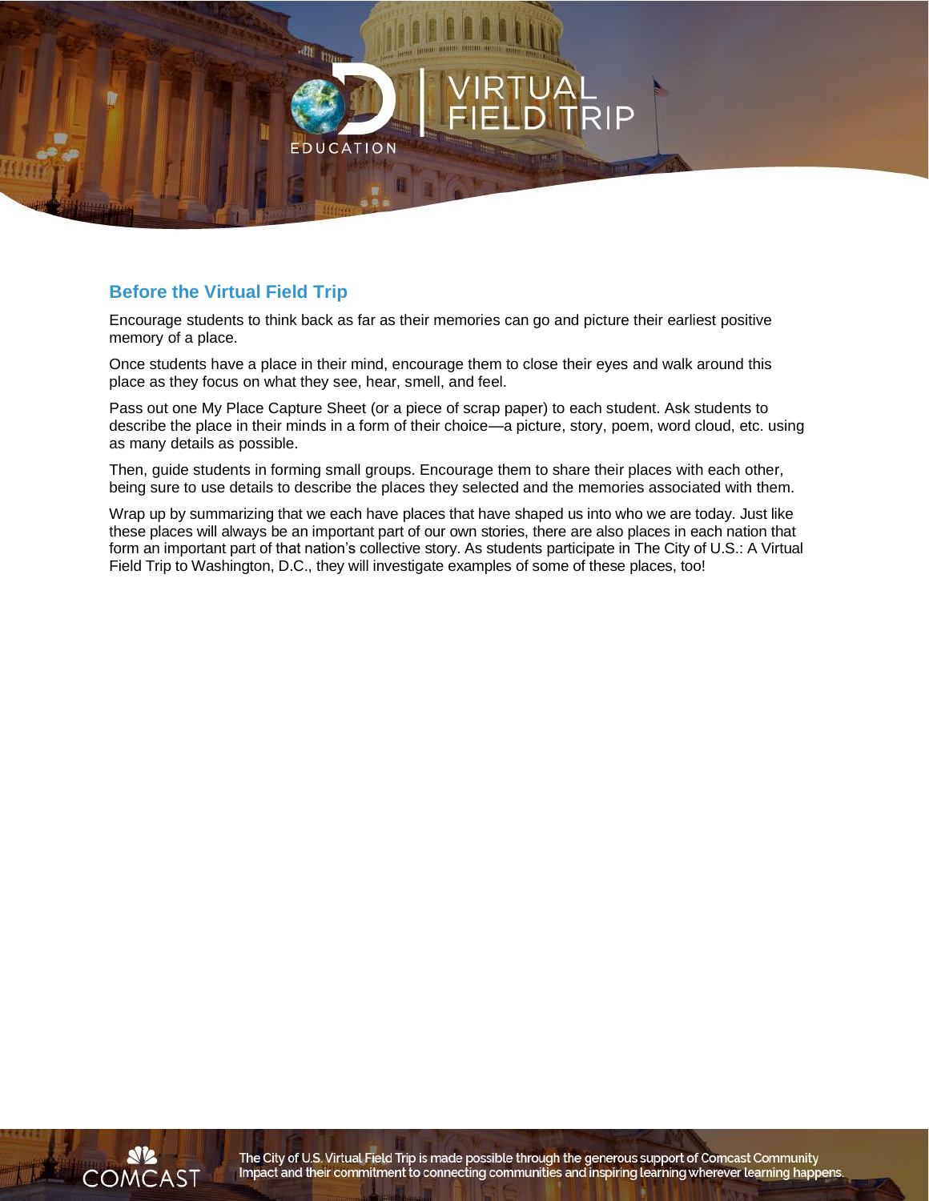## Before the Virtual Field Trip

Encourage students to think back as far as their memories can go and picture their earliest positive memory of a place.

Once students have a place in their mind, encourage them to close their eyes and walk around this place as they focus on what they see, hear, smell, and feel.

Pass out one My Place Capture Sheet (or a piece of scrap paper) to each student. Ask students to describe the place in their minds in a form of their choice—a picture, story, poem, word cloud, etc. using as many details as possible.

Then, guide students in forming small groups. Encourage them to share their places with each other, being sure to use details to describe the places they selected and the memories associated with them.

Wrap up by summarizing that we each have places that have shaped us into who we are today. Just like these places will always be an important part of our own stories, there are also places in each nation that form an important part of that nation's collective story. As students participate in The City of U.S.: A Virtual Field Trip to Washington, D.C., they will investigate examples of some of these places, too!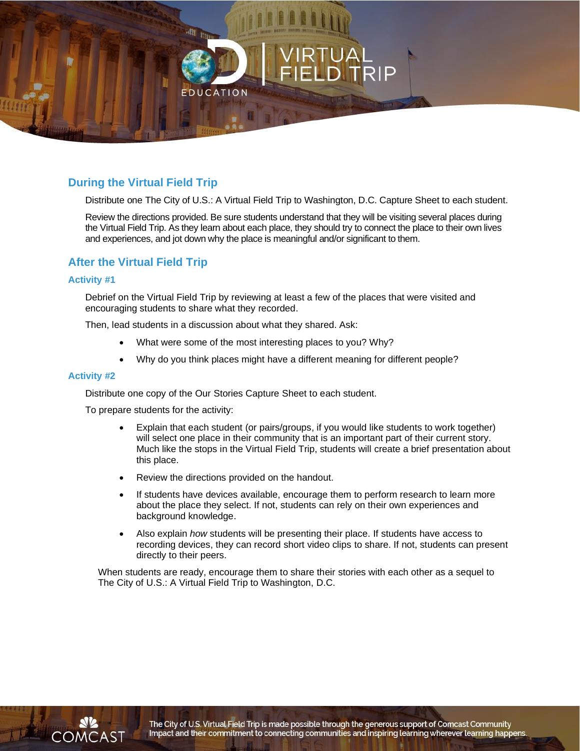## During the Virtual Field Trip

Distribute one The City of U.S.: A Virtual Field Trip to Washington, D.C. Capture Sheet to each student.

Review the directions provided. Be sure students understand that they will be visiting several places during the Virtual Field Trip. As they learn about each place, they should try to connect the place to their own lives and experiences, and jot down why the place is meaningful and/or significant to them.

## After the Virtual Field Trip

### Activity #1

Debrief on the Virtual Field Trip by reviewing at least a few of the places that were visited and encouraging students to share what they recorded.

Then, lead students in a discussion about what they shared. Ask:

- What were some of the most interesting places to you? Why?
- Why do you think places might have a different meaning for different people?

### Activity #2

Distribute one copy of the Our Stories Capture Sheet to each student.

To prepare students for the activity:

- Explain that each student (or pairs/groups, if you would like students to work together) will select one place in their community that is an important part of their current story. Much like the stops in the Virtual Field Trip, students will create a brief presentation about this place.
- Review the directions provided on the handout.
- If students have devices available, encourage them to perform research to learn more about the place they select. If not, students can rely on their own experiences and background knowledge.
- Also explain *how* students will be presenting their place. If students have access to recording devices, they can record short video clips to share. If not, students can present directly to their peers.

When students are ready, encourage them to share their stories with each other as a sequel to The City of U.S.: A Virtual Field Trip to Washington, D.C.

The City of U.S. Virtual Field Trip is made possible through the generous support of Comcast Community Impact and their commitment to connecting communities and inspiring learning wherever learning happens.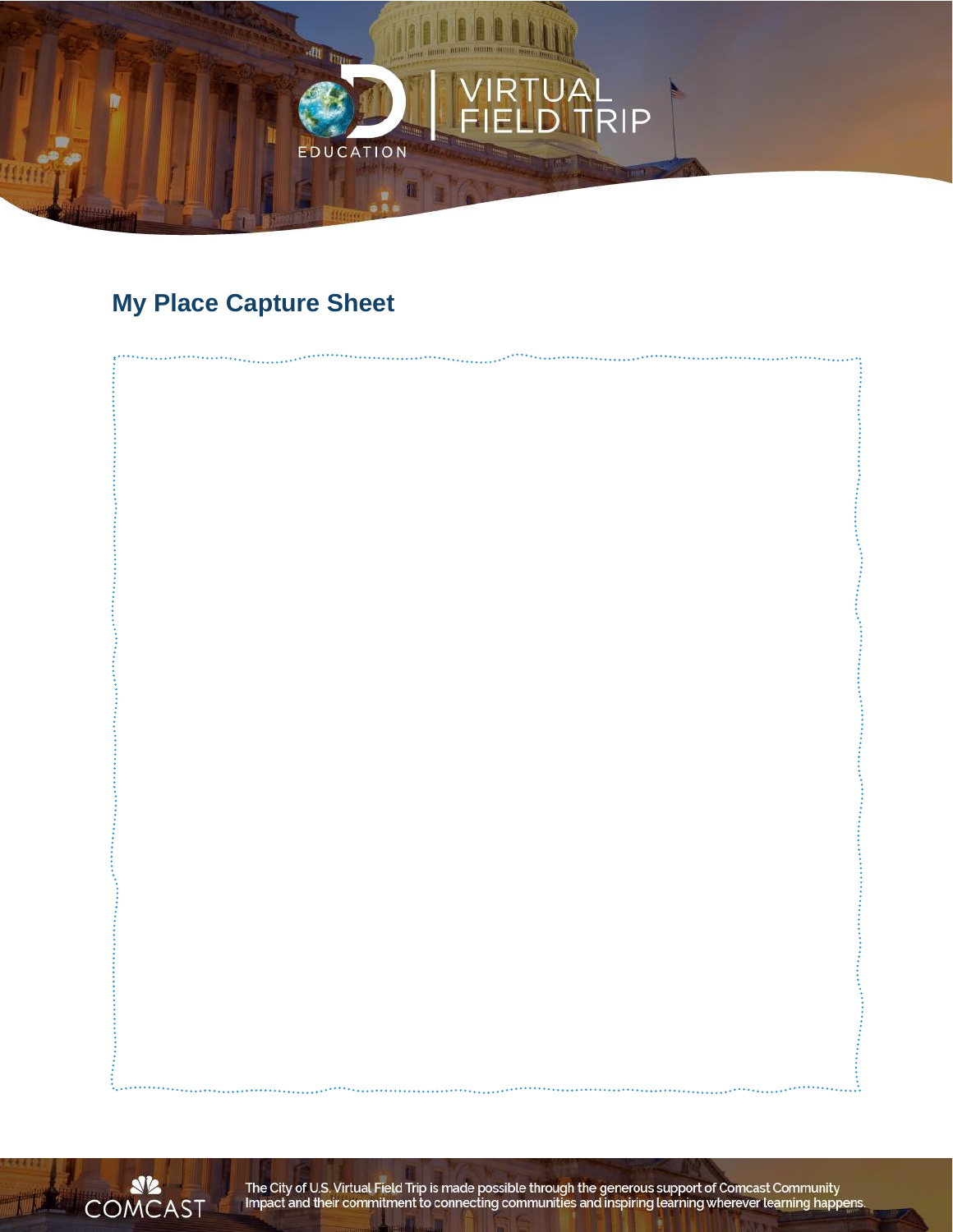## My Place Capture Sheet

The City of U.S. Virtual Field Trip is made possible through the generous support of Comcast Community Impact and their commitment to connecting communities and inspiring learning wherever learning happens.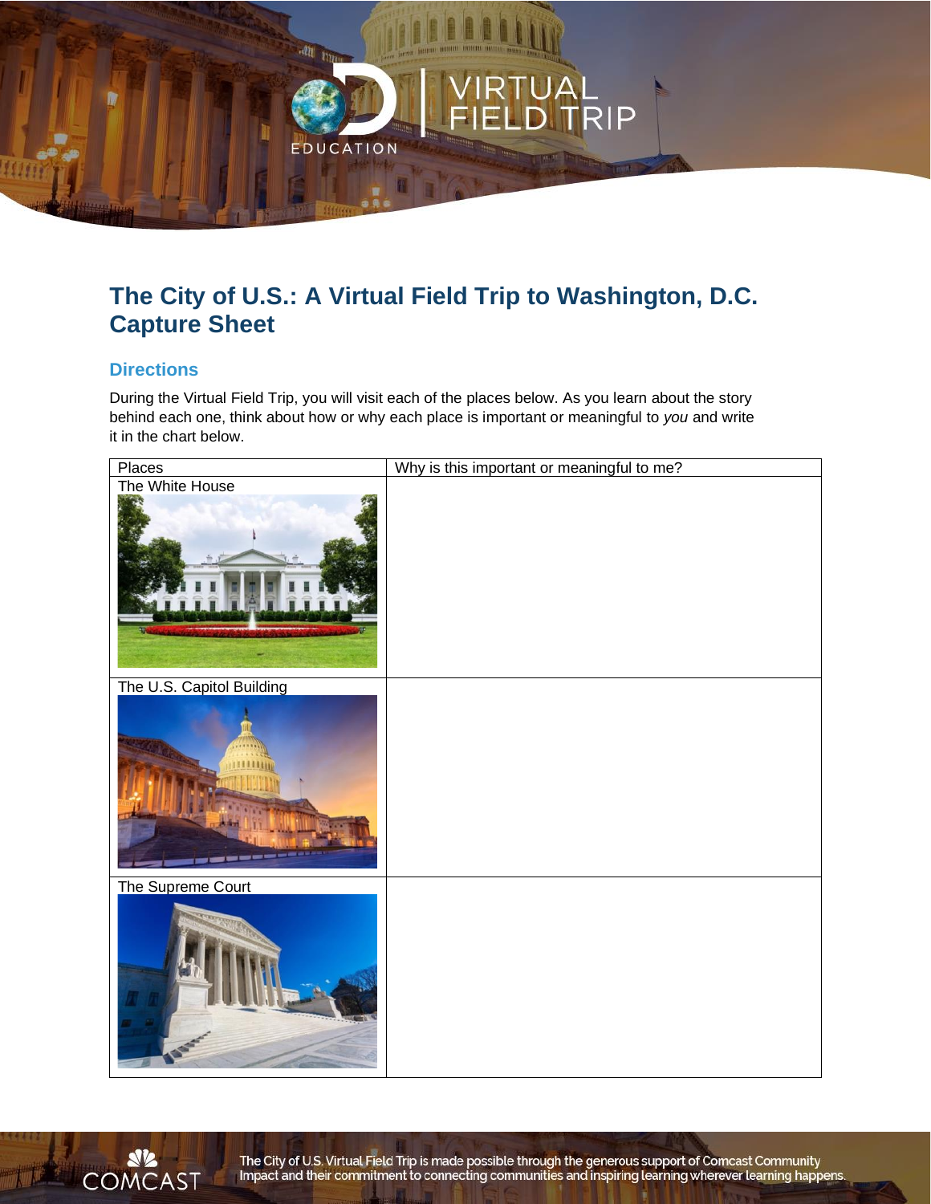# The City of U.S.: A Virtual Field Trip to Washington, D.C. Capture Sheet

## Directions

During the Virtual Field Trip, you will visit each of the places below. As you learn about the story behind each one, think about how or why each place is important or meaningful to *you* and write it in the chart below.

| Places | Why is this important or meaningful to me? |
| --- | --- |
| The White House | |
| The U.S. Capitol Building | |
| The Supreme Court | |

The City of U.S. Virtual Field Trip is made possible through the generous support of Comcast Community Impact and their commitment to connecting communities and inspiring learning wherever learning happens.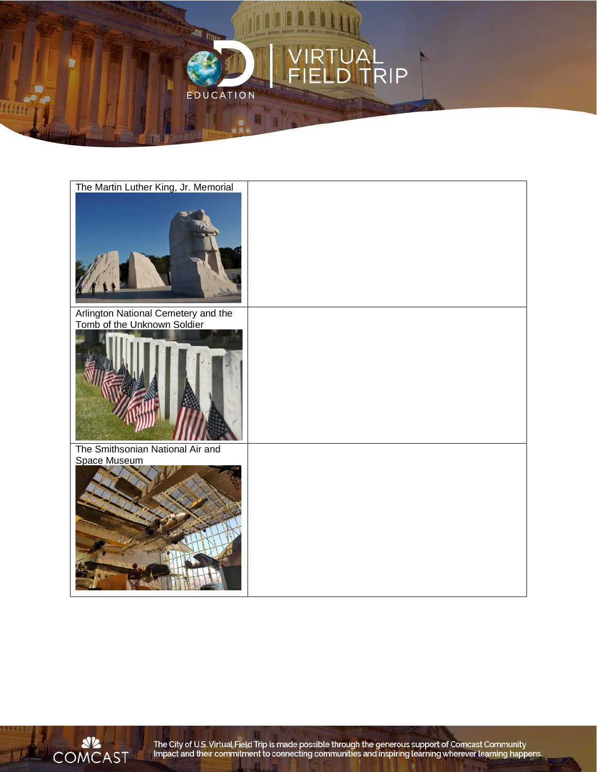| | |
|---|---|
| The Martin Luther King, Jr. Memorial | |
| Arlington National Cemetery and the Tomb of the Unknown Soldier | |
| The Smithsonian National Air and Space Museum | |

The City of U.S. Virtual Field Trip is made possible through the generous support of Comcast Community Impact and their commitment to connecting communities and inspiring learning wherever learning happens.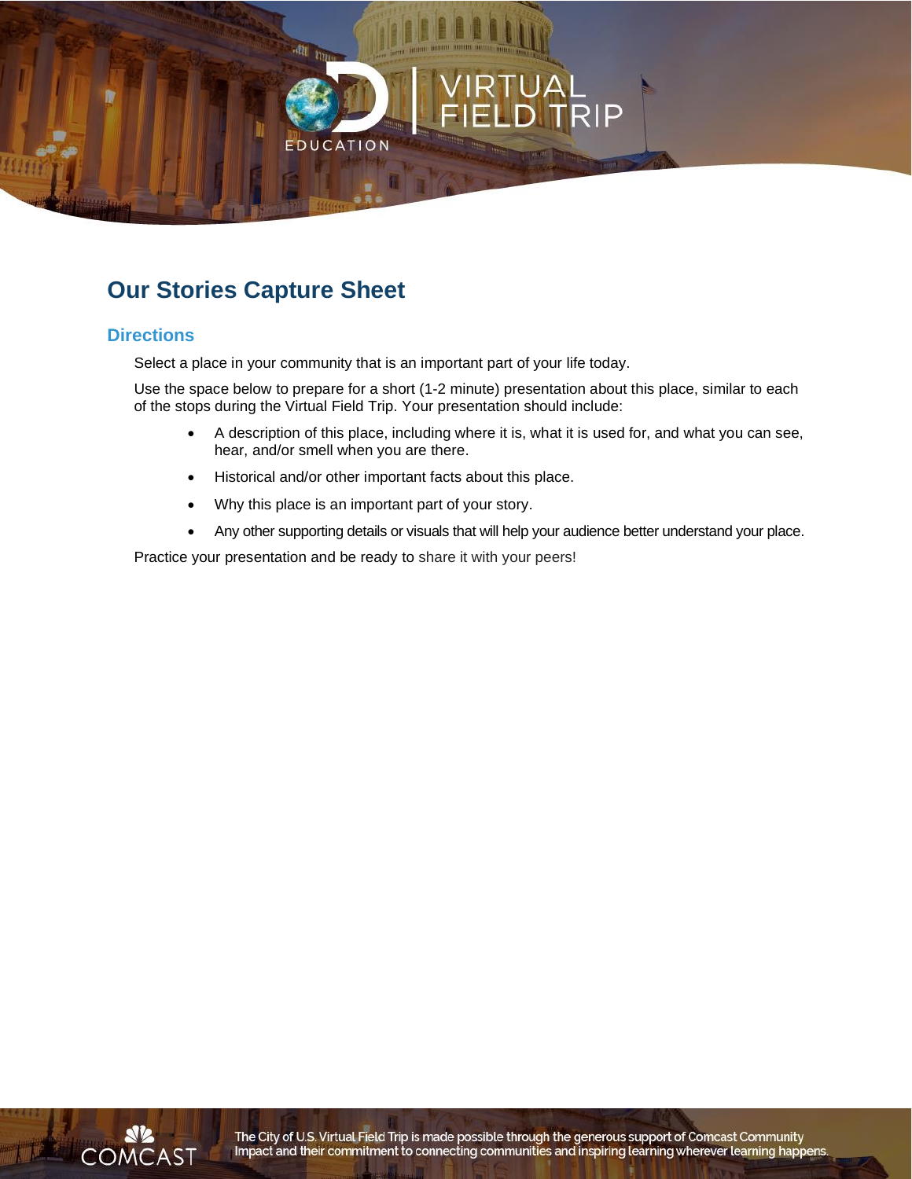## Our Stories Capture Sheet

### Directions

Select a place in your community that is an important part of your life today.

Use the space below to prepare for a short (1-2 minute) presentation about this place, similar to each of the stops during the Virtual Field Trip. Your presentation should include:

- A description of this place, including where it is, what it is used for, and what you can see, hear, and/or smell when you are there.
- Historical and/or other important facts about this place.
- Why this place is an important part of your story.
- Any other supporting details or visuals that will help your audience better understand your place.

Practice your presentation and be ready to share it with your peers!

The City of U.S. Virtual Field Trip is made possible through the generous support of Comcast Community Impact and their commitment to connecting communities and inspiring learning wherever learning happens.